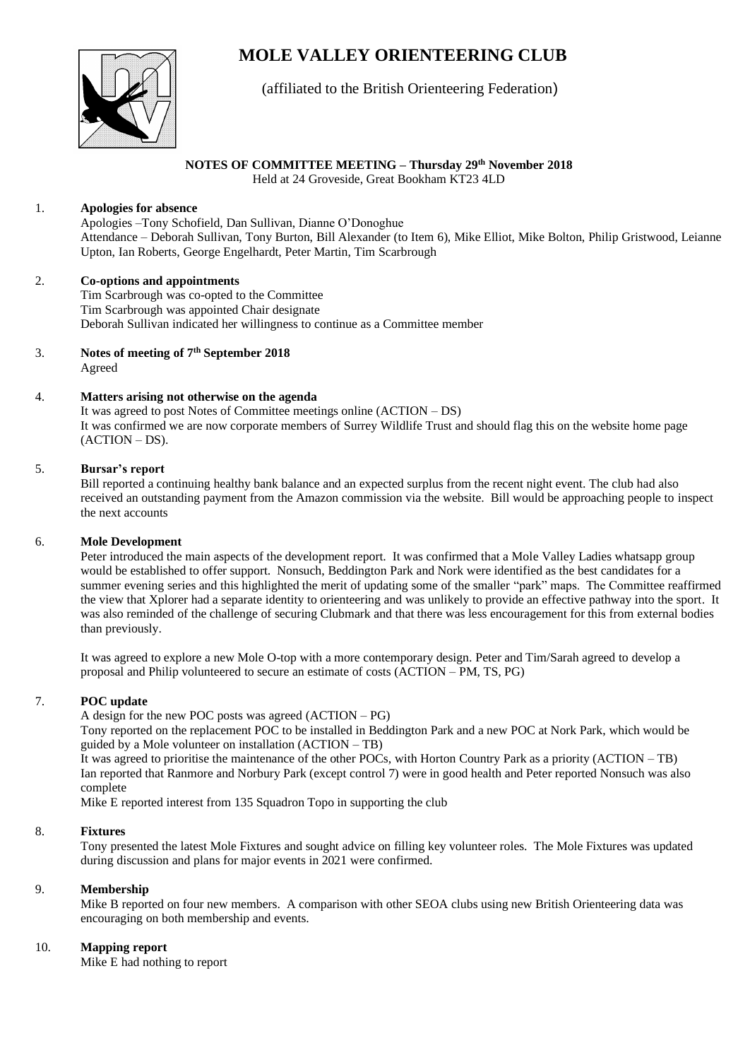# MOLE VALLEY ORIENTEERING CLUB

(affiliated to the British Orienteering Federation)

**NOTES OF COMMITTEE MEETING – Thursday 29th November 2018**
Held at 24 Groveside, Great Bookham KT23 4LD

1. **Apologies for absence**
   Apologies –Tony Schofield, Dan Sullivan, Dianne O'Donoghue
   Attendance – Deborah Sullivan, Tony Burton, Bill Alexander (to Item 6), Mike Elliot, Mike Bolton, Philip Gristwood, Leianne Upton, Ian Roberts, George Engelhardt, Peter Martin, Tim Scarbrough

2. **Co-options and appointments**
   Tim Scarbrough was co-opted to the Committee
   Tim Scarbrough was appointed Chair designate
   Deborah Sullivan indicated her willingness to continue as a Committee member

3. **Notes of meeting of 7th September 2018**
   Agreed

4. **Matters arising not otherwise on the agenda**
   It was agreed to post Notes of Committee meetings online (ACTION – DS)
   It was confirmed we are now corporate members of Surrey Wildlife Trust and should flag this on the website home page (ACTION – DS).

5. **Bursar's report**
   Bill reported a continuing healthy bank balance and an expected surplus from the recent night event. The club had also received an outstanding payment from the Amazon commission via the website. Bill would be approaching people to inspect the next accounts

6. **Mole Development**
   Peter introduced the main aspects of the development report. It was confirmed that a Mole Valley Ladies whatsapp group would be established to offer support. Nonsuch, Beddington Park and Nork were identified as the best candidates for a summer evening series and this highlighted the merit of updating some of the smaller "park" maps. The Committee reaffirmed the view that Xplorer had a separate identity to orienteering and was unlikely to provide an effective pathway into the sport. It was also reminded of the challenge of securing Clubmark and that there was less encouragement for this from external bodies than previously.

   It was agreed to explore a new Mole O-top with a more contemporary design. Peter and Tim/Sarah agreed to develop a proposal and Philip volunteered to secure an estimate of costs (ACTION – PM, TS, PG)

7. **POC update**
   A design for the new POC posts was agreed (ACTION – PG)
   Tony reported on the replacement POC to be installed in Beddington Park and a new POC at Nork Park, which would be guided by a Mole volunteer on installation (ACTION – TB)
   It was agreed to prioritise the maintenance of the other POCs, with Horton Country Park as a priority (ACTION – TB)
   Ian reported that Ranmore and Norbury Park (except control 7) were in good health and Peter reported Nonsuch was also complete
   Mike E reported interest from 135 Squadron Topo in supporting the club

8. **Fixtures**
   Tony presented the latest Mole Fixtures and sought advice on filling key volunteer roles. The Mole Fixtures was updated during discussion and plans for major events in 2021 were confirmed.

9. **Membership**
   Mike B reported on four new members. A comparison with other SEOA clubs using new British Orienteering data was encouraging on both membership and events.

10. **Mapping report**
    Mike E had nothing to report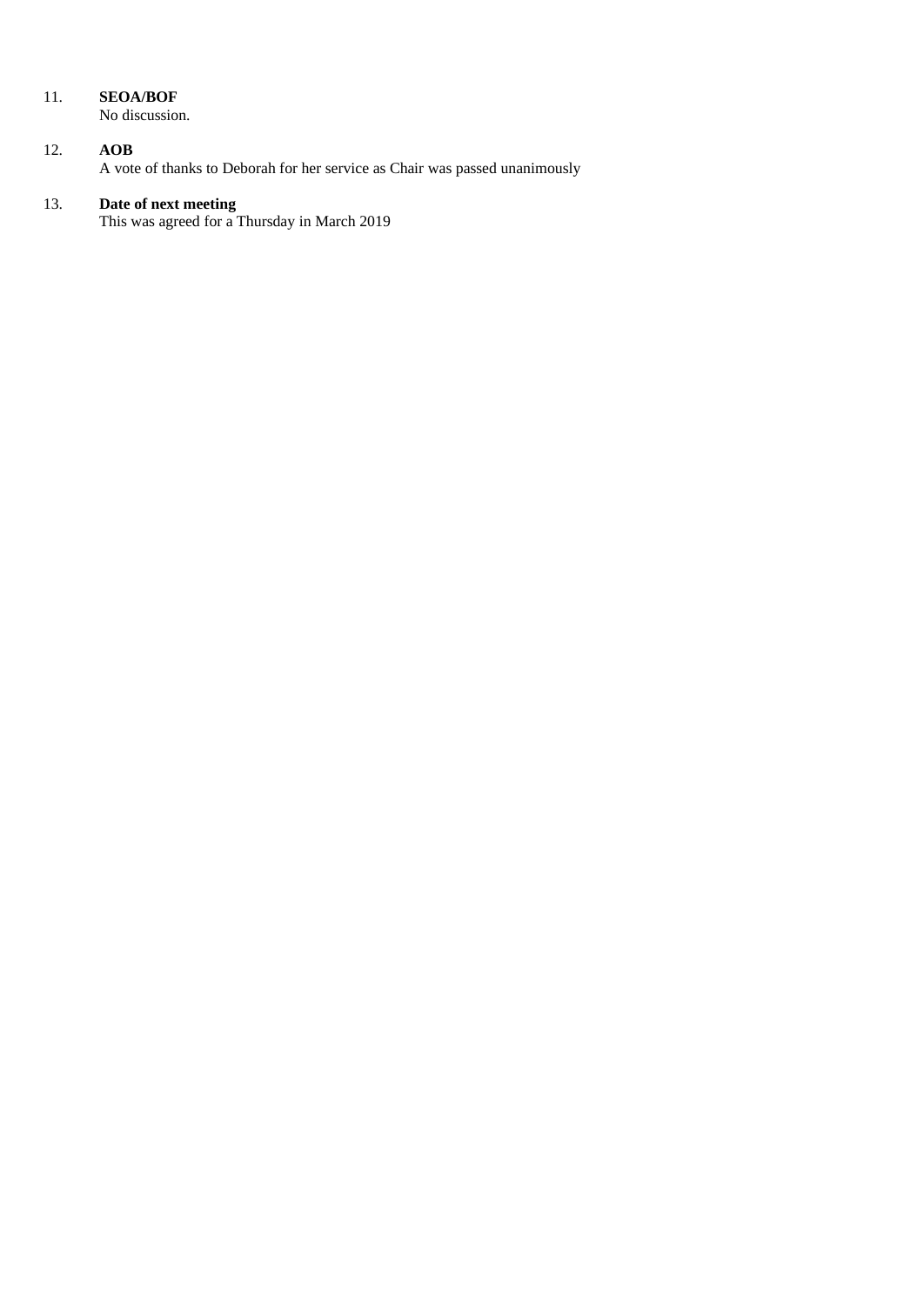11. **SEOA/BOF**
    No discussion.

12. **AOB**
    A vote of thanks to Deborah for her service as Chair was passed unanimously

13. **Date of next meeting**
    This was agreed for a Thursday in March 2019